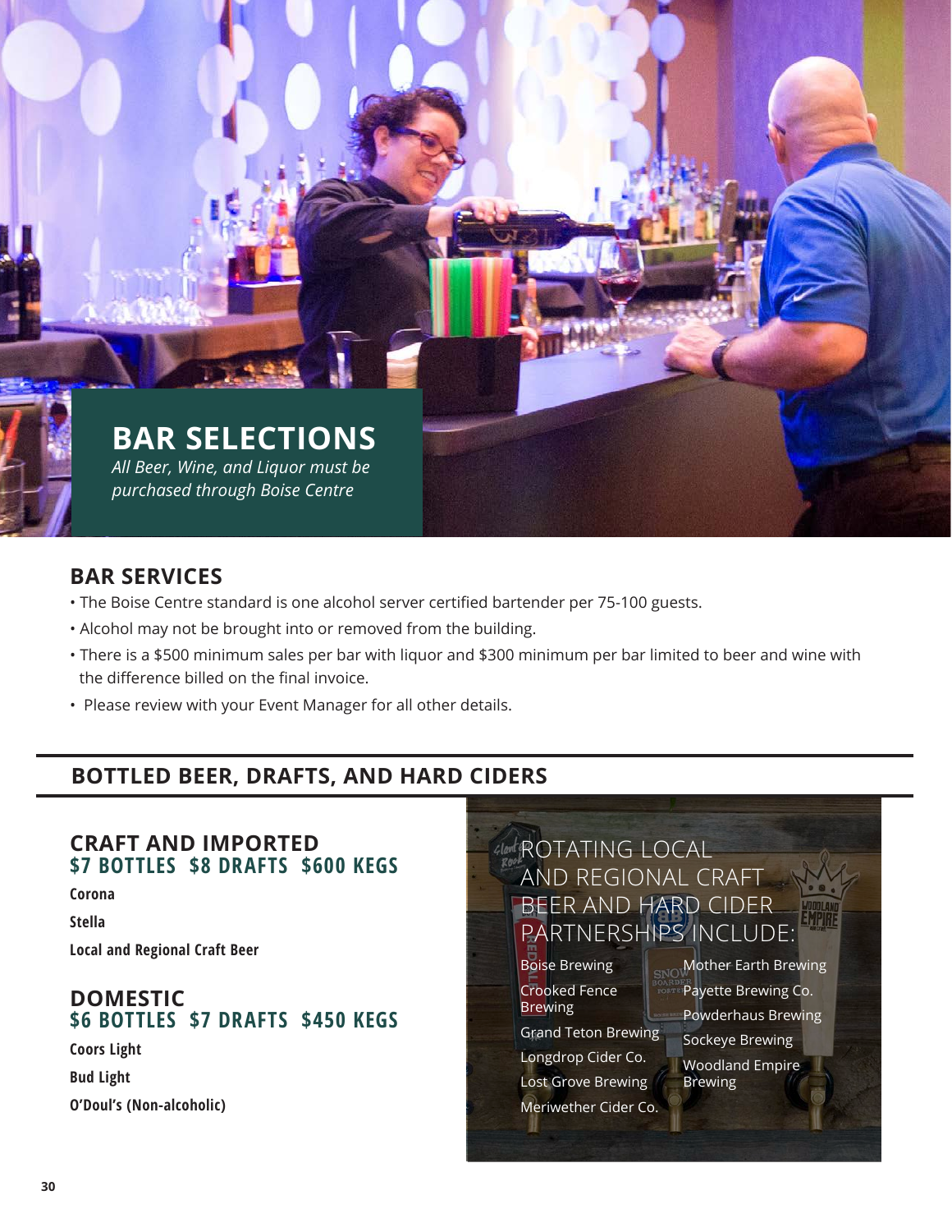# BAR SELECTIONS

*All Beer, Wine, and Liquor must be purchased through Boise Centre*

## BAR SERVICES

- The Boise Centre standard is one alcohol server certified bartender per 75-100 guests.
- Alcohol may not be brought into or removed from the building.
- There is a $500 minimum sales per bar with liquor and $300 minimum per bar limited to beer and wine with the difference billed on the final invoice.
- Please review with your Event Manager for all other details.

## BOTTLED BEER, DRAFTS, AND HARD CIDERS

### CRAFT AND IMPORTED
**$7 BOTTLES $8 DRAFTS $600 KEGS**

**Corona**

**Stella**

**Local and Regional Craft Beer**

### DOMESTIC
**$6 BOTTLES $7 DRAFTS $450 KEGS**

**Coors Light**

**Bud Light**

**O'Doul's (Non-alcoholic)**

### ROTATING LOCAL AND REGIONAL CRAFT BEER AND HARD CIDER PARTNERSHIPS INCLUDE:

Boise Brewing

Crooked Fence Brewing

Grand Teton Brewing

Longdrop Cider Co.

Lost Grove Brewing

Meriwether Cider Co.

Mother Earth Brewing

Payette Brewing Co.

Powderhaus Brewing

Sockeye Brewing

Woodland Empire Brewing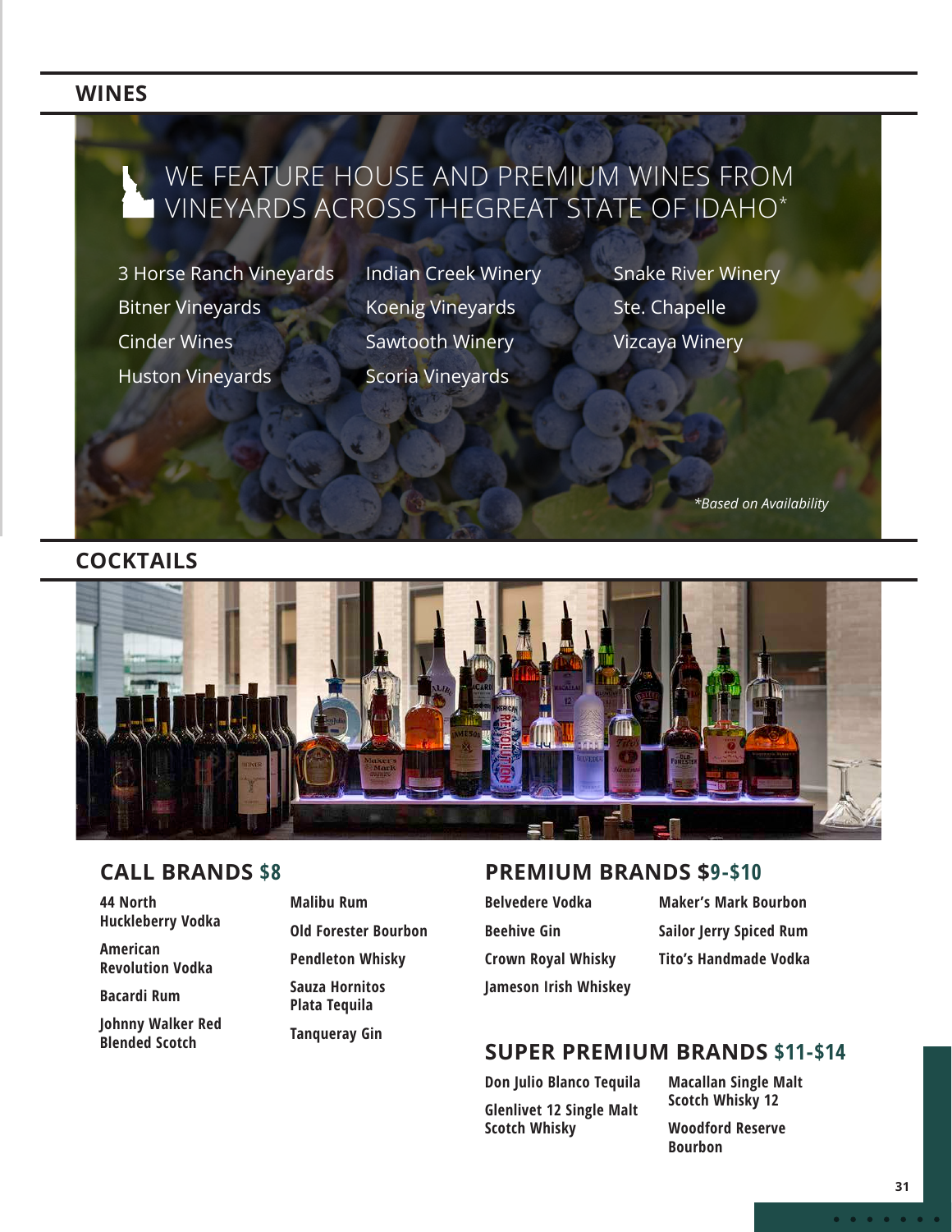## WINES

### WE FEATURE HOUSE AND PREMIUM WINES FROM VINEYARDS ACROSS THEGREAT STATE OF IDAHO*

- 3 Horse Ranch Vineyards
- Bitner Vineyards
- Cinder Wines
- Huston Vineyards
- Indian Creek Winery
- Koenig Vineyards
- Sawtooth Winery
- Scoria Vineyards
- Snake River Winery
- Ste. Chapelle
- Vizcaya Winery

*\*Based on Availability*

## COCKTAILS

### CALL BRANDS $8

- **44 North Huckleberry Vodka**
- **American Revolution Vodka**
- **Bacardi Rum**
- **Johnny Walker Red Blended Scotch**
- **Malibu Rum**
- **Old Forester Bourbon**
- **Pendleton Whisky**
- **Sauza Hornitos Plata Tequila**
- **Tanqueray Gin**

### PREMIUM BRANDS $9-$10

- **Belvedere Vodka**
- **Beehive Gin**
- **Crown Royal Whisky**
- **Jameson Irish Whiskey**
- **Maker's Mark Bourbon**
- **Sailor Jerry Spiced Rum**
- **Tito's Handmade Vodka**

### SUPER PREMIUM BRANDS $11-$14

- **Don Julio Blanco Tequila**
- **Glenlivet 12 Single Malt Scotch Whisky**
- **Macallan Single Malt Scotch Whisky 12**
- **Woodford Reserve Bourbon**